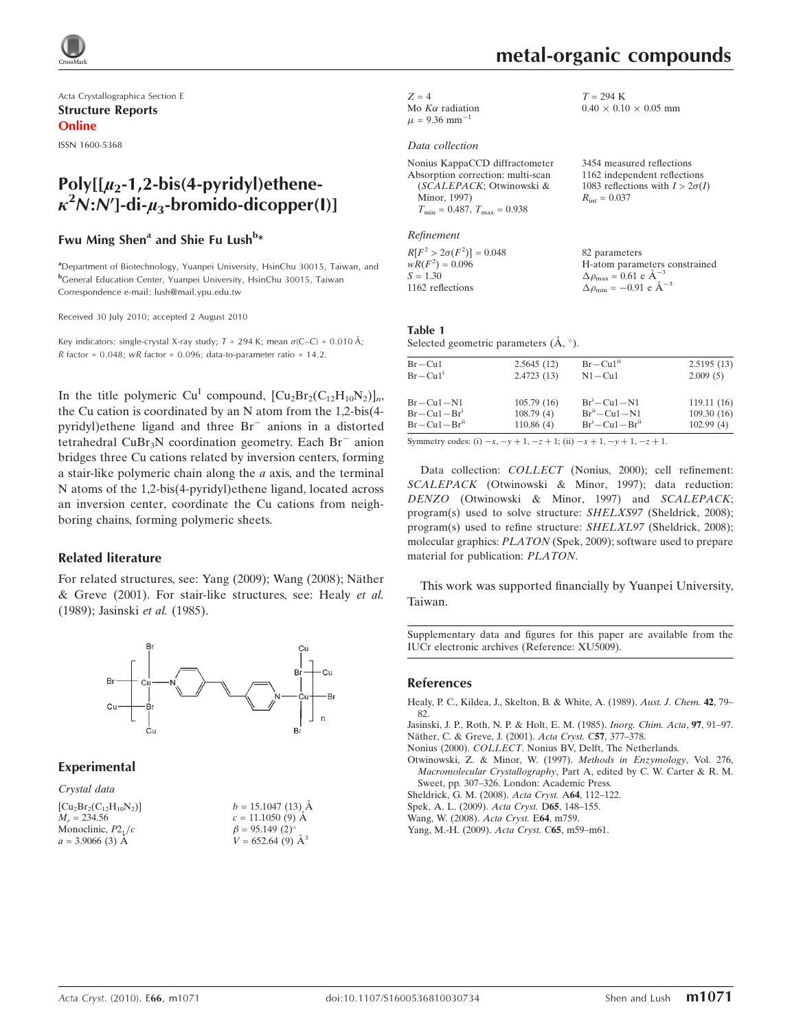Acta Crystallographica Section E

**Structure Reports Online**

ISSN 1600-5368

# Poly[[$\mu_2$-1,2-bis(4-pyridyl)ethene-$\kappa^2N$:$N'$]-di-$\mu_3$-bromido-dicopper(I)]

**Fwu Ming Shen[a] and Shie Fu Lush[b]***

[a]Department of Biotechnology, Yuanpei University, HsinChu 30015, Taiwan, and [b]General Education Center, Yuanpei University, HsinChu 30015, Taiwan
Correspondence e-mail: lush@mail.ypu.edu.tw

Received 30 July 2010; accepted 2 August 2010

Key indicators: single-crystal X-ray study; $T$ = 294 K; mean $\sigma$(C–C) = 0.010 Å; $R$ factor = 0.048; $wR$ factor = 0.096; data-to-parameter ratio = 14.2.

In the title polymeric $Cu^I$ compound, $[Cu_2Br_2(C_{12}H_{10}N_2)]_n$, the Cu cation is coordinated by an N atom from the 1,2-bis(4-pyridyl)ethene ligand and three $Br^-$ anions in a distorted tetrahedral $CuBr_3N$ coordination geometry. Each $Br^-$ anion bridges three Cu cations related by inversion centers, forming a stair-like polymeric chain along the $a$ axis, and the terminal N atoms of the 1,2-bis(4-pyridyl)ethene ligand, located across an inversion center, coordinate the Cu cations from neighboring chains, forming polymeric sheets.

## Related literature

For related structures, see: Yang (2009); Wang (2008); Näther & Greve (2001). For stair-like structures, see: Healy *et al.* (1989); Jasinski *et al.* (1985).

## Experimental

### Crystal data

$[Cu_2Br_2(C_{12}H_{10}N_2)]$
$M_r$ = 234.56
Monoclinic, $P2_1/c$
$a$ = 3.9066 (3) Å
$b$ = 15.1047 (13) Å
$c$ = 11.1050 (9) Å
$\beta$ = 95.149 (2)°
$V$ = 652.64 (9) Å$^3$
$Z$ = 4
Mo $K\alpha$ radiation
$\mu$ = 9.36 mm$^{-1}$
$T$ = 294 K
0.40 × 0.10 × 0.05 mm

### Data collection

Nonius KappaCCD diffractometer
Absorption correction: multi-scan (*SCALEPACK*; Otwinowski & Minor, 1997)
$T_{min}$ = 0.487, $T_{max}$ = 0.938
3454 measured reflections
1162 independent reflections
1083 reflections with $I > 2\sigma(I)$
$R_{int}$ = 0.037

### Refinement

$R[F^2 > 2\sigma(F^2)]$ = 0.048
$wR(F^2)$ = 0.096
$S$ = 1.30
1162 reflections
82 parameters
H-atom parameters constrained
$\Delta\rho_{max}$ = 0.61 e Å$^{-3}$
$\Delta\rho_{min}$ = −0.91 e Å$^{-3}$

**Table 1**
Selected geometric parameters (Å, °).

| | | | |
|---|---|---|---|
| Br—Cu1 | 2.5645 (12) | Br—Cu1$^{ii}$ | 2.5195 (13) |
| Br—Cu1$^{i}$ | 2.4723 (13) | N1—Cu1 | 2.009 (5) |
| | | | |
| Br—Cu1—N1 | 105.79 (16) | Br$^{i}$—Cu1—N1 | 119.11 (16) |
| Br—Cu1—Br$^{i}$ | 108.79 (4) | Br$^{ii}$—Cu1—N1 | 109.30 (16) |
| Br—Cu1—Br$^{ii}$ | 110.86 (4) | Br$^{i}$—Cu1—Br$^{ii}$ | 102.99 (4) |

Symmetry codes: (i) $-x, -y+1, -z+1$; (ii) $-x+1, -y+1, -z+1$.

Data collection: *COLLECT* (Nonius, 2000); cell refinement: *SCALEPACK* (Otwinowski & Minor, 1997); data reduction: *DENZO* (Otwinowski & Minor, 1997) and *SCALEPACK*; program(s) used to solve structure: *SHELXS97* (Sheldrick, 2008); program(s) used to refine structure: *SHELXL97* (Sheldrick, 2008); molecular graphics: *PLATON* (Spek, 2009); software used to prepare material for publication: *PLATON*.

This work was supported financially by Yuanpei University, Taiwan.

Supplementary data and figures for this paper are available from the IUCr electronic archives (Reference: XU5009).

## References

Healy, P. C., Kildea, J., Skelton, B. & White, A. (1989). *Aust. J. Chem.* **42**, 79–82.
Jasinski, J. P., Roth, N. P. & Holt, E. M. (1985). *Inorg. Chim. Acta*, **97**, 91–97.
Näther, C. & Greve, J. (2001). *Acta Cryst.* C**57**, 377–378.
Nonius (2000). *COLLECT*. Nonius BV, Delft, The Netherlands.
Otwinowski, Z. & Minor, W. (1997). *Methods in Enzymology*, Vol. 276, *Macromolecular Crystallography*, Part A, edited by C. W. Carter & R. M. Sweet, pp. 307–326. London: Academic Press.
Sheldrick, G. M. (2008). *Acta Cryst.* A**64**, 112–122.
Spek, A. L. (2009). *Acta Cryst.* D**65**, 148–155.
Wang, W. (2008). *Acta Cryst.* E**64**, m759.
Yang, M.-H. (2009). *Acta Cryst.* C**65**, m59–m61.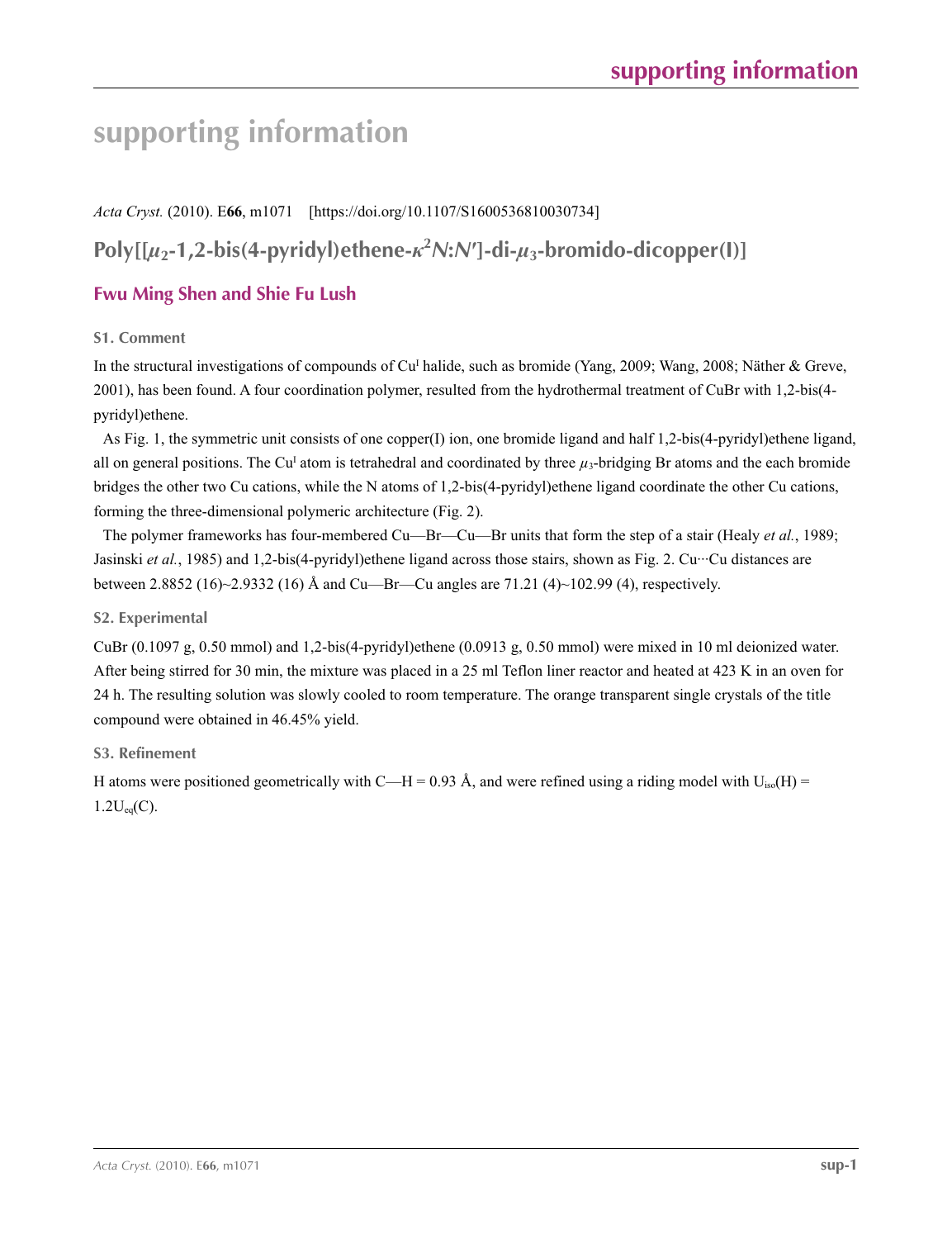# supporting information

*Acta Cryst.* (2010). E**66**, m1071 [https://doi.org/10.1107/S1600536810030734]

## Poly[[$\mu_2$-1,2-bis(4-pyridyl)ethene-$\kappa^2$*N*:*N*′]-di-$\mu_3$-bromido-dicopper(I)]

### Fwu Ming Shen and Shie Fu Lush

#### S1. Comment

In the structural investigations of compounds of Cu[I] halide, such as bromide (Yang, 2009; Wang, 2008; Näther & Greve, 2001), has been found. A four coordination polymer, resulted from the hydrothermal treatment of CuBr with 1,2-bis(4-pyridyl)ethene.

As Fig. 1, the symmetric unit consists of one copper(I) ion, one bromide ligand and half 1,2-bis(4-pyridyl)ethene ligand, all on general positions. The Cu[I] atom is tetrahedral and coordinated by three $\mu_3$-bridging Br atoms and the each bromide bridges the other two Cu cations, while the N atoms of 1,2-bis(4-pyridyl)ethene ligand coordinate the other Cu cations, forming the three-dimensional polymeric architecture (Fig. 2).

The polymer frameworks has four-membered Cu—Br—Cu—Br units that form the step of a stair (Healy *et al.*, 1989; Jasinski *et al.*, 1985) and 1,2-bis(4-pyridyl)ethene ligand across those stairs, shown as Fig. 2. Cu···Cu distances are between 2.8852 (16)~2.9332 (16) Å and Cu—Br—Cu angles are 71.21 (4)~102.99 (4), respectively.

#### S2. Experimental

CuBr (0.1097 g, 0.50 mmol) and 1,2-bis(4-pyridyl)ethene (0.0913 g, 0.50 mmol) were mixed in 10 ml deionized water. After being stirred for 30 min, the mixture was placed in a 25 ml Teflon liner reactor and heated at 423 K in an oven for 24 h. The resulting solution was slowly cooled to room temperature. The orange transparent single crystals of the title compound were obtained in 46.45% yield.

#### S3. Refinement

H atoms were positioned geometrically with C—H = 0.93 Å, and were refined using a riding model with $U_{iso}(H) = 1.2U_{eq}(C)$.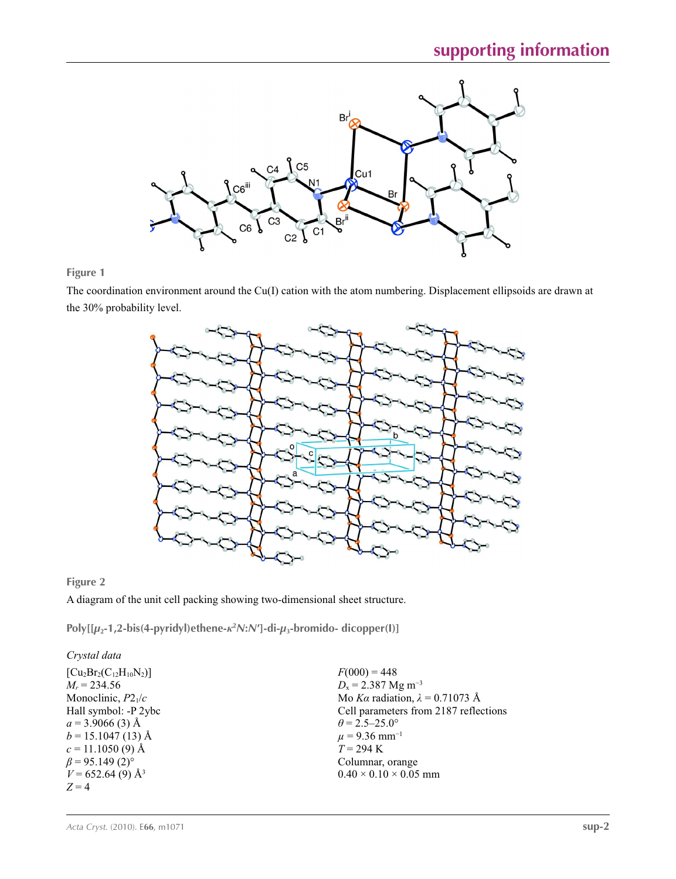**Figure 1**

The coordination environment around the Cu(I) cation with the atom numbering. Displacement ellipsoids are drawn at the 30% probability level.

**Figure 2**

A diagram of the unit cell packing showing two-dimensional sheet structure.

**Poly[[$\mu_2$-1,2-bis(4-pyridyl)ethene-$\kappa^2N$:$N'$]-di-$\mu_3$-bromido- dicopper(I)]**

*Crystal data*

$[Cu_2Br_2(C_{12}H_{10}N_2)]$
$M_r$ = 234.56
Monoclinic, $P2_1/c$
Hall symbol: -P 2ybc
$a$ = 3.9066 (3) Å
$b$ = 15.1047 (13) Å
$c$ = 11.1050 (9) Å
$\beta$ = 95.149 (2)°
$V$ = 652.64 (9) Å$^3$
$Z$ = 4

$F$(000) = 448
$D_x$ = 2.387 Mg m$^{-3}$
Mo $K\alpha$ radiation, $\lambda$ = 0.71073 Å
Cell parameters from 2187 reflections
$\theta$ = 2.5–25.0°
$\mu$ = 9.36 mm$^{-1}$
$T$ = 294 K
Columnar, orange
0.40 × 0.10 × 0.05 mm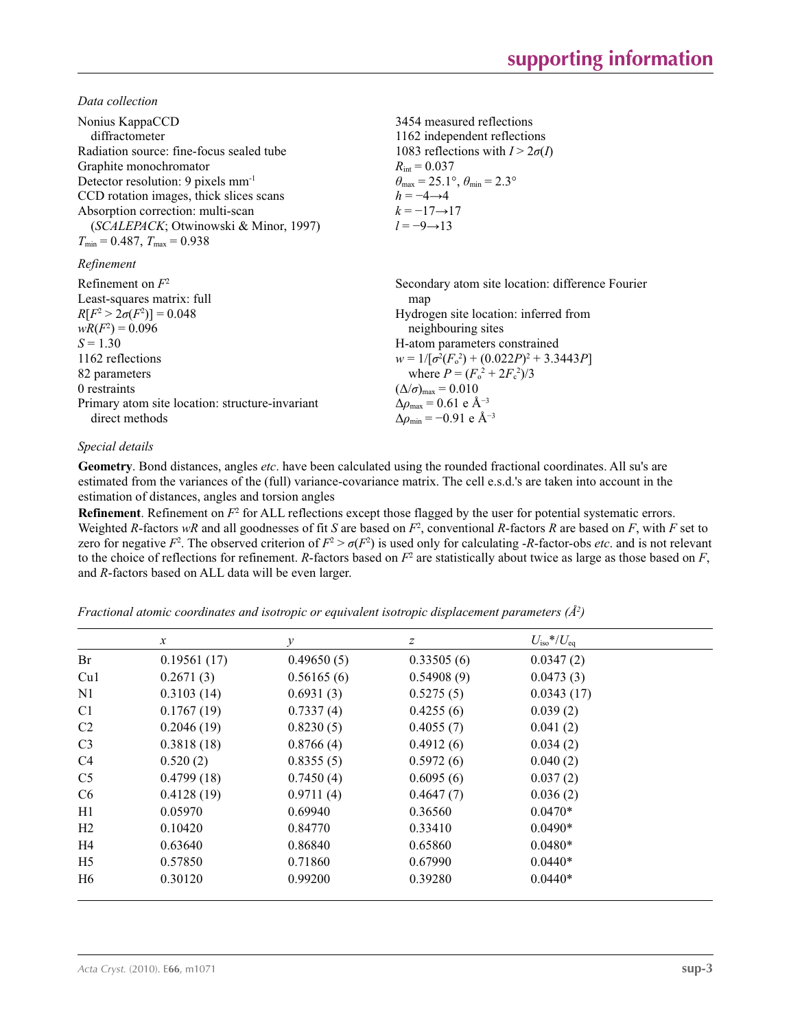*Data collection*

Nonius KappaCCD diffractometer
Radiation source: fine-focus sealed tube
Graphite monochromator
Detector resolution: 9 pixels mm$^{-1}$
CCD rotation images, thick slices scans
Absorption correction: multi-scan (*SCALEPACK*; Otwinowski & Minor, 1997)
$T_{min} = 0.487$, $T_{max} = 0.938$

3454 measured reflections
1162 independent reflections
1083 reflections with $I > 2\sigma(I)$
$R_{int} = 0.037$
$\theta_{max} = 25.1°$, $\theta_{min} = 2.3°$
$h = -4 \rightarrow 4$
$k = -17 \rightarrow 17$
$l = -9 \rightarrow 13$

*Refinement*

Refinement on $F^2$
Least-squares matrix: full
$R[F^2 > 2\sigma(F^2)] = 0.048$
$wR(F^2) = 0.096$
$S = 1.30$
1162 reflections
82 parameters
0 restraints
Primary atom site location: structure-invariant direct methods

Secondary atom site location: difference Fourier map
Hydrogen site location: inferred from neighbouring sites
H-atom parameters constrained
$w = 1/[\sigma^2(F_o^2) + (0.022P)^2 + 3.3443P]$ where $P = (F_o^2 + 2F_c^2)/3$
$(\Delta/\sigma)_{max} = 0.010$
$\Delta\rho_{max} = 0.61$ e Å$^{-3}$
$\Delta\rho_{min} = -0.91$ e Å$^{-3}$

*Special details*

**Geometry**. Bond distances, angles *etc*. have been calculated using the rounded fractional coordinates. All su's are estimated from the variances of the (full) variance-covariance matrix. The cell e.s.d.'s are taken into account in the estimation of distances, angles and torsion angles

**Refinement**. Refinement on $F^2$ for ALL reflections except those flagged by the user for potential systematic errors. Weighted *R*-factors *wR* and all goodnesses of fit *S* are based on $F^2$, conventional *R*-factors *R* are based on *F*, with *F* set to zero for negative $F^2$. The observed criterion of $F^2 > \sigma(F^2)$ is used only for calculating -*R*-factor-obs *etc*. and is not relevant to the choice of reflections for refinement. *R*-factors based on $F^2$ are statistically about twice as large as those based on *F*, and *R*-factors based on ALL data will be even larger.

*Fractional atomic coordinates and isotropic or equivalent isotropic displacement parameters (Å$^2$)*

| | *x* | *y* | *z* | $U_{iso}$\*/$U_{eq}$ |
|---|---|---|---|---|
| Br | 0.19561 (17) | 0.49650 (5) | 0.33505 (6) | 0.0347 (2) |
| Cu1 | 0.2671 (3) | 0.56165 (6) | 0.54908 (9) | 0.0473 (3) |
| N1 | 0.3103 (14) | 0.6931 (3) | 0.5275 (5) | 0.0343 (17) |
| C1 | 0.1767 (19) | 0.7337 (4) | 0.4255 (6) | 0.039 (2) |
| C2 | 0.2046 (19) | 0.8230 (5) | 0.4055 (7) | 0.041 (2) |
| C3 | 0.3818 (18) | 0.8766 (4) | 0.4912 (6) | 0.034 (2) |
| C4 | 0.520 (2) | 0.8355 (5) | 0.5972 (6) | 0.040 (2) |
| C5 | 0.4799 (18) | 0.7450 (4) | 0.6095 (6) | 0.037 (2) |
| C6 | 0.4128 (19) | 0.9711 (4) | 0.4647 (7) | 0.036 (2) |
| H1 | 0.05970 | 0.69940 | 0.36560 | 0.0470* |
| H2 | 0.10420 | 0.84770 | 0.33410 | 0.0490* |
| H4 | 0.63640 | 0.86840 | 0.65860 | 0.0480* |
| H5 | 0.57850 | 0.71860 | 0.67990 | 0.0440* |
| H6 | 0.30120 | 0.99200 | 0.39280 | 0.0440* |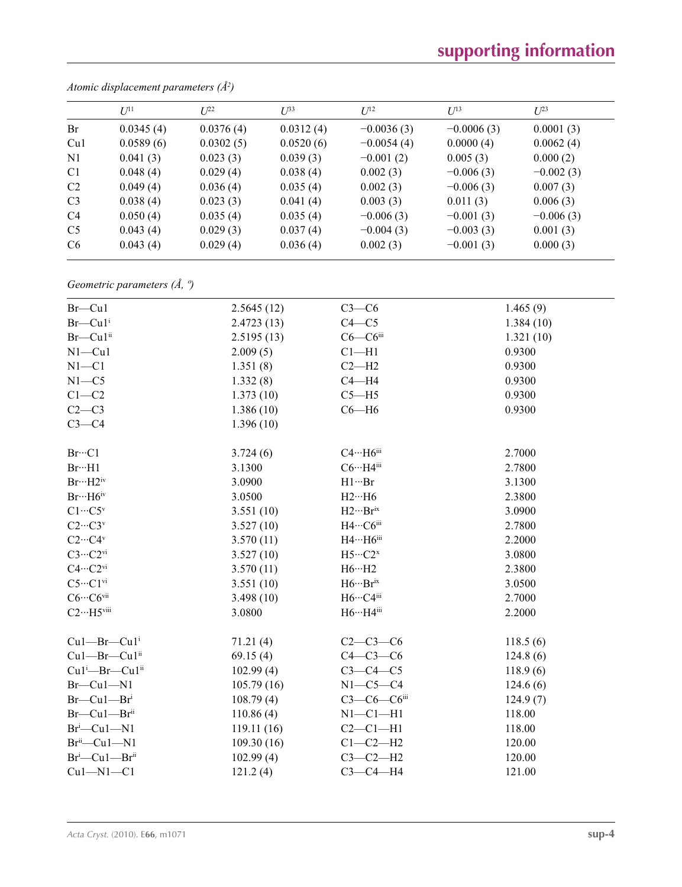*Atomic displacement parameters (Å$^2$)*

| | $U^{11}$ | $U^{22}$ | $U^{33}$ | $U^{12}$ | $U^{13}$ | $U^{23}$ |
|---|---|---|---|---|---|---|
| Br | 0.0345 (4) | 0.0376 (4) | 0.0312 (4) | −0.0036 (3) | −0.0006 (3) | 0.0001 (3) |
| Cu1 | 0.0589 (6) | 0.0302 (5) | 0.0520 (6) | −0.0054 (4) | 0.0000 (4) | 0.0062 (4) |
| N1 | 0.041 (3) | 0.023 (3) | 0.039 (3) | −0.001 (2) | 0.005 (3) | 0.000 (2) |
| C1 | 0.048 (4) | 0.029 (4) | 0.038 (4) | 0.002 (3) | −0.006 (3) | −0.002 (3) |
| C2 | 0.049 (4) | 0.036 (4) | 0.035 (4) | 0.002 (3) | −0.006 (3) | 0.007 (3) |
| C3 | 0.038 (4) | 0.023 (3) | 0.041 (4) | 0.003 (3) | 0.011 (3) | 0.006 (3) |
| C4 | 0.050 (4) | 0.035 (4) | 0.035 (4) | −0.006 (3) | −0.001 (3) | −0.006 (3) |
| C5 | 0.043 (4) | 0.029 (3) | 0.037 (4) | −0.004 (3) | −0.003 (3) | 0.001 (3) |
| C6 | 0.043 (4) | 0.029 (4) | 0.036 (4) | 0.002 (3) | −0.001 (3) | 0.000 (3) |

*Geometric parameters (Å, º)*

| | | | |
|---|---|---|---|
| Br—Cu1 | 2.5645 (12) | C3—C6 | 1.465 (9) |
| Br—Cu1$^{i}$ | 2.4723 (13) | C4—C5 | 1.384 (10) |
| Br—Cu1$^{ii}$ | 2.5195 (13) | C6—C6$^{iii}$ | 1.321 (10) |
| N1—Cu1 | 2.009 (5) | C1—H1 | 0.9300 |
| N1—C1 | 1.351 (8) | C2—H2 | 0.9300 |
| N1—C5 | 1.332 (8) | C4—H4 | 0.9300 |
| C1—C2 | 1.373 (10) | C5—H5 | 0.9300 |
| C2—C3 | 1.386 (10) | C6—H6 | 0.9300 |
| C3—C4 | 1.396 (10) | | |
| | | | |
| Br···C1 | 3.724 (6) | C4···H6$^{iii}$ | 2.7000 |
| Br···H1 | 3.1300 | C6···H4$^{iii}$ | 2.7800 |
| Br···H2$^{iv}$ | 3.0900 | H1···Br | 3.1300 |
| Br···H6$^{iv}$ | 3.0500 | H2···H6 | 2.3800 |
| C1···C5$^{v}$ | 3.551 (10) | H2···Br$^{ix}$ | 3.0900 |
| C2···C3$^{v}$ | 3.527 (10) | H4···C6$^{iii}$ | 2.7800 |
| C2···C4$^{v}$ | 3.570 (11) | H4···H6$^{iii}$ | 2.2000 |
| C3···C2$^{vi}$ | 3.527 (10) | H5···C2$^{x}$ | 3.0800 |
| C4···C2$^{vi}$ | 3.570 (11) | H6···H2 | 2.3800 |
| C5···C1$^{vi}$ | 3.551 (10) | H6···Br$^{ix}$ | 3.0500 |
| C6···C6$^{vii}$ | 3.498 (10) | H6···C4$^{iii}$ | 2.7000 |
| C2···H5$^{viii}$ | 3.0800 | H6···H4$^{iii}$ | 2.2000 |
| | | | |
| Cu1—Br—Cu1$^{i}$ | 71.21 (4) | C2—C3—C6 | 118.5 (6) |
| Cu1—Br—Cu1$^{ii}$ | 69.15 (4) | C4—C3—C6 | 124.8 (6) |
| Cu1$^{i}$—Br—Cu1$^{ii}$ | 102.99 (4) | C3—C4—C5 | 118.9 (6) |
| Br—Cu1—N1 | 105.79 (16) | N1—C5—C4 | 124.6 (6) |
| Br—Cu1—Br$^{i}$ | 108.79 (4) | C3—C6—C6$^{iii}$ | 124.9 (7) |
| Br—Cu1—Br$^{ii}$ | 110.86 (4) | N1—C1—H1 | 118.00 |
| Br$^{i}$—Cu1—N1 | 119.11 (16) | C2—C1—H1 | 118.00 |
| Br$^{ii}$—Cu1—N1 | 109.30 (16) | C1—C2—H2 | 120.00 |
| Br$^{i}$—Cu1—Br$^{ii}$ | 102.99 (4) | C3—C2—H2 | 120.00 |
| Cu1—N1—C1 | 121.2 (4) | C3—C4—H4 | 121.00 |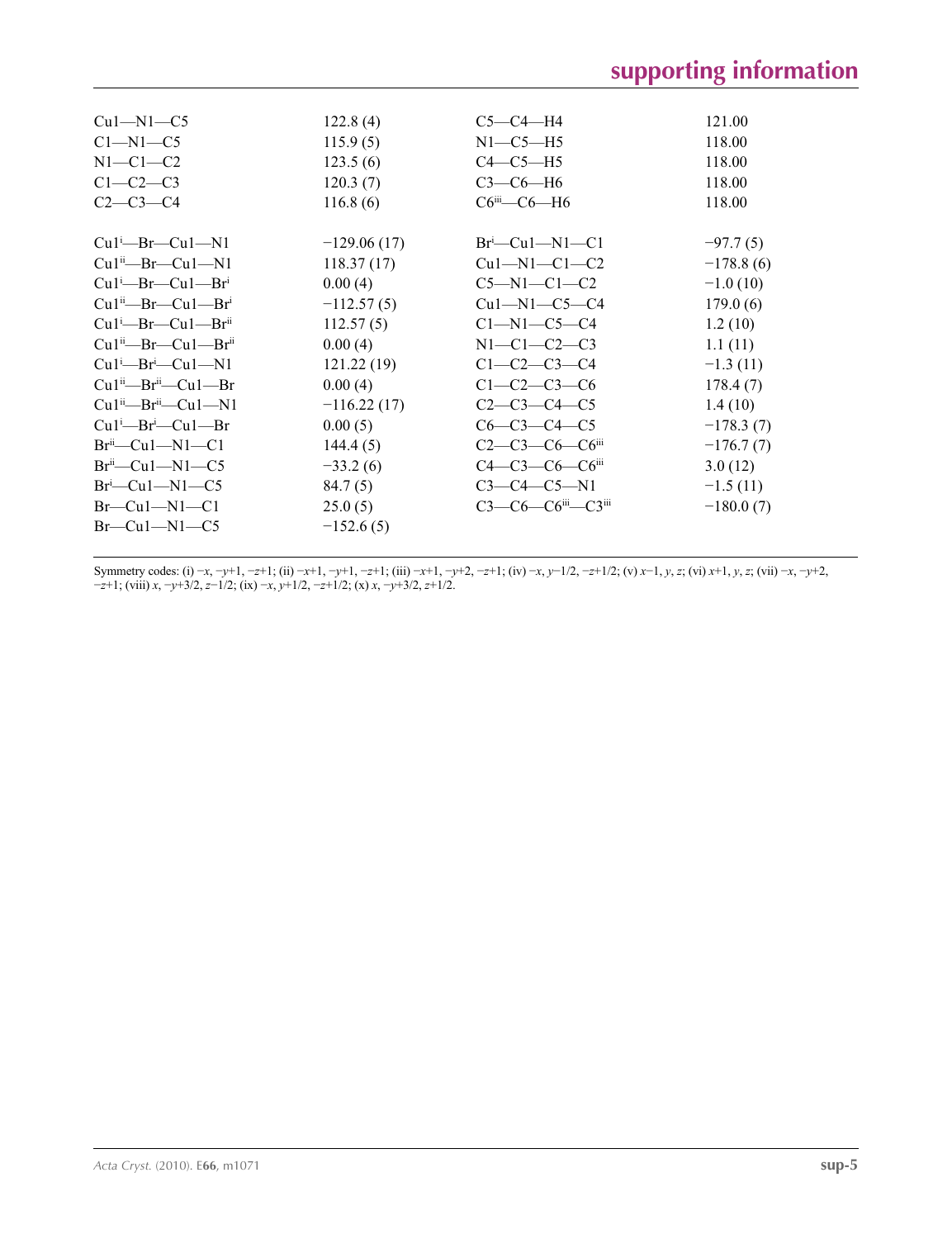| | | | |
|---|---|---|---|
| Cu1—N1—C5 | 122.8 (4) | C5—C4—H4 | 121.00 |
| C1—N1—C5 | 115.9 (5) | N1—C5—H5 | 118.00 |
| N1—C1—C2 | 123.5 (6) | C4—C5—H5 | 118.00 |
| C1—C2—C3 | 120.3 (7) | C3—C6—H6 | 118.00 |
| C2—C3—C4 | 116.8 (6) | C6$^{iii}$—C6—H6 | 118.00 |
| | | | |
| Cu1$^{i}$—Br—Cu1—N1 | −129.06 (17) | Br$^{i}$—Cu1—N1—C1 | −97.7 (5) |
| Cu1$^{ii}$—Br—Cu1—N1 | 118.37 (17) | Cu1—N1—C1—C2 | −178.8 (6) |
| Cu1$^{i}$—Br—Cu1—Br$^{i}$ | 0.00 (4) | C5—N1—C1—C2 | −1.0 (10) |
| Cu1$^{ii}$—Br—Cu1—Br$^{i}$ | −112.57 (5) | Cu1—N1—C5—C4 | 179.0 (6) |
| Cu1$^{i}$—Br—Cu1—Br$^{ii}$ | 112.57 (5) | C1—N1—C5—C4 | 1.2 (10) |
| Cu1$^{ii}$—Br—Cu1—Br$^{ii}$ | 0.00 (4) | N1—C1—C2—C3 | 1.1 (11) |
| Cu1$^{i}$—Br$^{i}$—Cu1—N1 | 121.22 (19) | C1—C2—C3—C4 | −1.3 (11) |
| Cu1$^{ii}$—Br$^{ii}$—Cu1—Br | 0.00 (4) | C1—C2—C3—C6 | 178.4 (7) |
| Cu1$^{ii}$—Br$^{ii}$—Cu1—N1 | −116.22 (17) | C2—C3—C4—C5 | 1.4 (10) |
| Cu1$^{i}$—Br$^{i}$—Cu1—Br | 0.00 (5) | C6—C3—C4—C5 | −178.3 (7) |
| Br$^{ii}$—Cu1—N1—C1 | 144.4 (5) | C2—C3—C6—C6$^{iii}$ | −176.7 (7) |
| Br$^{ii}$—Cu1—N1—C5 | −33.2 (6) | C4—C3—C6—C6$^{iii}$ | 3.0 (12) |
| Br$^{i}$—Cu1—N1—C5 | 84.7 (5) | C3—C4—C5—N1 | −1.5 (11) |
| Br—Cu1—N1—C1 | 25.0 (5) | C3—C6—C6$^{iii}$—C3$^{iii}$ | −180.0 (7) |
| Br—Cu1—N1—C5 | −152.6 (5) | | |

Symmetry codes: (i) −*x*, −*y*+1, −*z*+1; (ii) −*x*+1, −*y*+1, −*z*+1; (iii) −*x*+1, −*y*+2, −*z*+1; (iv) −*x*, *y*−1/2, −*z*+1/2; (v) *x*−1, *y*, *z*; (vi) *x*+1, *y*, *z*; (vii) −*x*, −*y*+2, −*z*+1; (viii) *x*, −*y*+3/2, *z*−1/2; (ix) −*x*, *y*+1/2, −*z*+1/2; (x) *x*, −*y*+3/2, *z*+1/2.